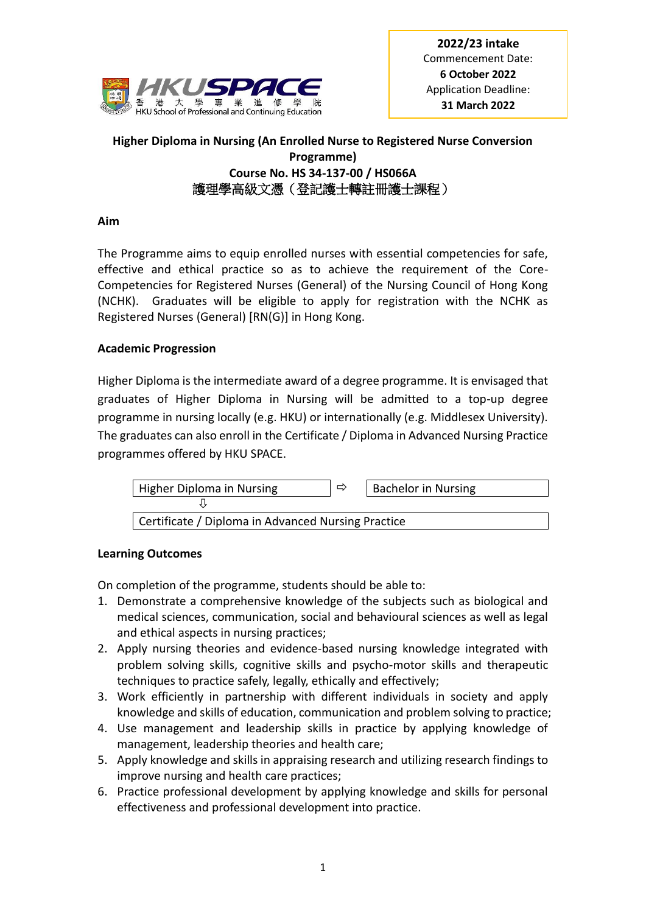HKU SPACE
香港大學專業進修學院
HKU School of Professional and Continuing Education

**2022/23 intake**
Commencement Date:
**6 October 2022**
Application Deadline:
**31 March 2022**

# Higher Diploma in Nursing (An Enrolled Nurse to Registered Nurse Conversion Programme)

## Course No. HS 34-137-00 / HS066A

## 護理學高級文憑（登記護士轉註冊護士課程）

### Aim

The Programme aims to equip enrolled nurses with essential competencies for safe, effective and ethical practice so as to achieve the requirement of the Core-Competencies for Registered Nurses (General) of the Nursing Council of Hong Kong (NCHK). Graduates will be eligible to apply for registration with the NCHK as Registered Nurses (General) [RN(G)] in Hong Kong.

### Academic Progression

Higher Diploma is the intermediate award of a degree programme. It is envisaged that graduates of Higher Diploma in Nursing will be admitted to a top-up degree programme in nursing locally (e.g. HKU) or internationally (e.g. Middlesex University). The graduates can also enroll in the Certificate / Diploma in Advanced Nursing Practice programmes offered by HKU SPACE.

| Higher Diploma in Nursing | ⇨ | Bachelor in Nursing |
|---|---|---|
| ⇩ | | |
| Certificate / Diploma in Advanced Nursing Practice | | |

### Learning Outcomes

On completion of the programme, students should be able to:

1. Demonstrate a comprehensive knowledge of the subjects such as biological and medical sciences, communication, social and behavioural sciences as well as legal and ethical aspects in nursing practices;
2. Apply nursing theories and evidence-based nursing knowledge integrated with problem solving skills, cognitive skills and psycho-motor skills and therapeutic techniques to practice safely, legally, ethically and effectively;
3. Work efficiently in partnership with different individuals in society and apply knowledge and skills of education, communication and problem solving to practice;
4. Use management and leadership skills in practice by applying knowledge of management, leadership theories and health care;
5. Apply knowledge and skills in appraising research and utilizing research findings to improve nursing and health care practices;
6. Practice professional development by applying knowledge and skills for personal effectiveness and professional development into practice.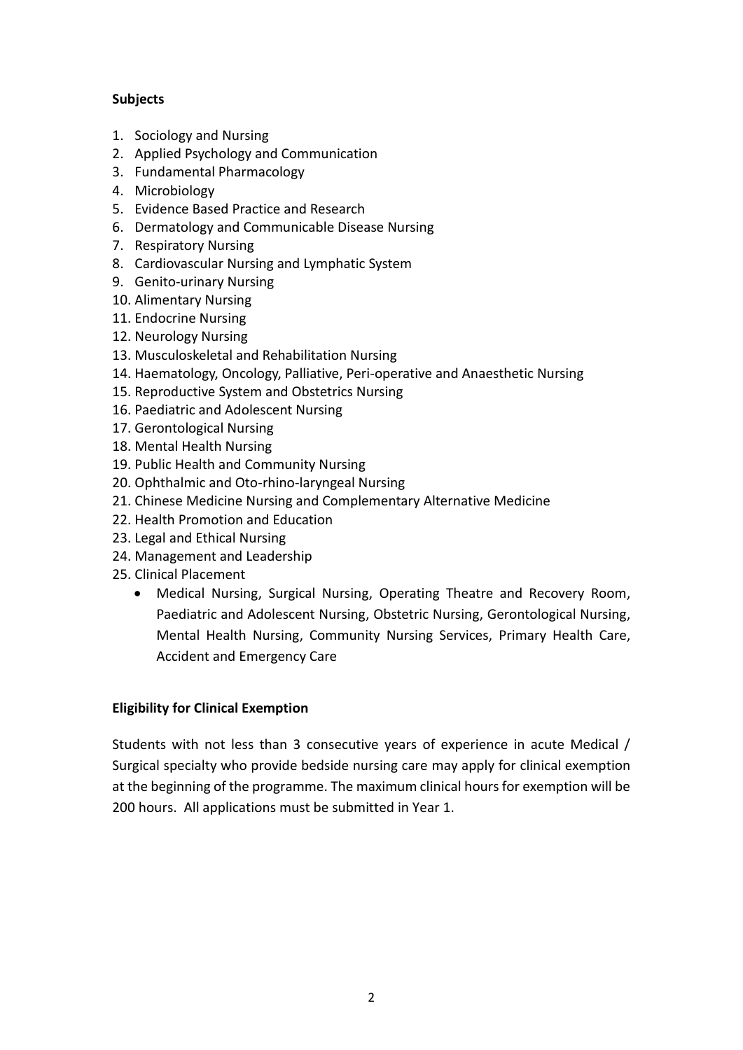**Subjects**

1. Sociology and Nursing
2. Applied Psychology and Communication
3. Fundamental Pharmacology
4. Microbiology
5. Evidence Based Practice and Research
6. Dermatology and Communicable Disease Nursing
7. Respiratory Nursing
8. Cardiovascular Nursing and Lymphatic System
9. Genito-urinary Nursing
10. Alimentary Nursing
11. Endocrine Nursing
12. Neurology Nursing
13. Musculoskeletal and Rehabilitation Nursing
14. Haematology, Oncology, Palliative, Peri-operative and Anaesthetic Nursing
15. Reproductive System and Obstetrics Nursing
16. Paediatric and Adolescent Nursing
17. Gerontological Nursing
18. Mental Health Nursing
19. Public Health and Community Nursing
20. Ophthalmic and Oto-rhino-laryngeal Nursing
21. Chinese Medicine Nursing and Complementary Alternative Medicine
22. Health Promotion and Education
23. Legal and Ethical Nursing
24. Management and Leadership
25. Clinical Placement
    - Medical Nursing, Surgical Nursing, Operating Theatre and Recovery Room, Paediatric and Adolescent Nursing, Obstetric Nursing, Gerontological Nursing, Mental Health Nursing, Community Nursing Services, Primary Health Care, Accident and Emergency Care

**Eligibility for Clinical Exemption**

Students with not less than 3 consecutive years of experience in acute Medical / Surgical specialty who provide bedside nursing care may apply for clinical exemption at the beginning of the programme. The maximum clinical hours for exemption will be 200 hours. All applications must be submitted in Year 1.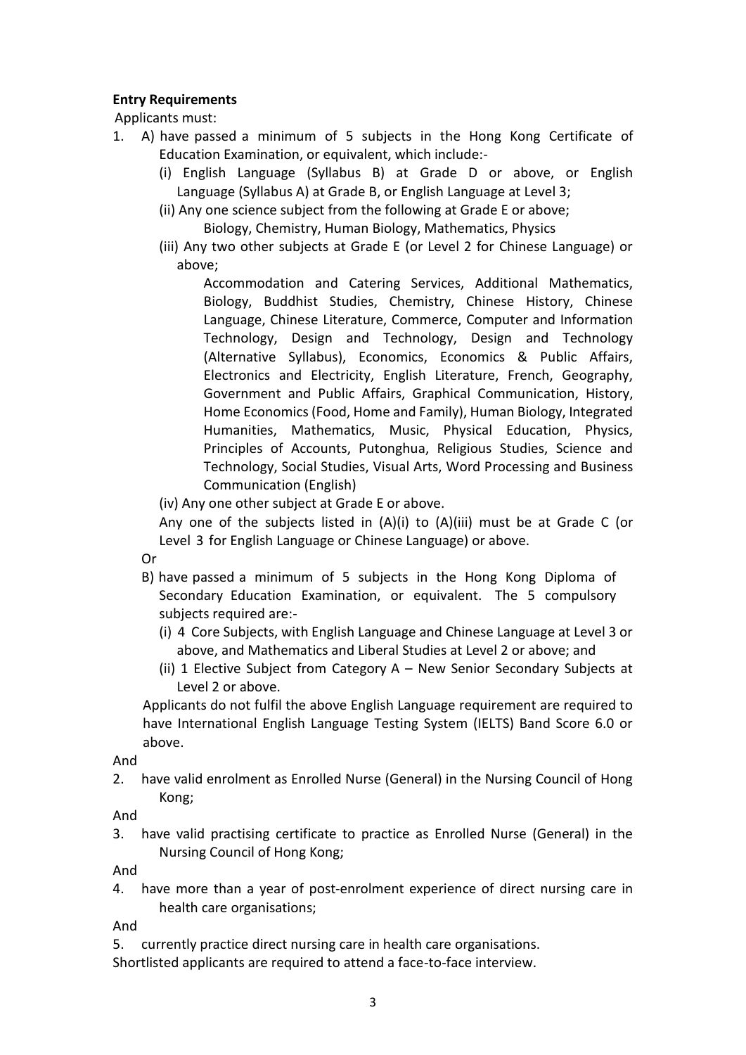**Entry Requirements**

Applicants must:

1. A) have passed a minimum of 5 subjects in the Hong Kong Certificate of Education Examination, or equivalent, which include:-
   - (i) English Language (Syllabus B) at Grade D or above, or English Language (Syllabus A) at Grade B, or English Language at Level 3;
   - (ii) Any one science subject from the following at Grade E or above;

     Biology, Chemistry, Human Biology, Mathematics, Physics
   - (iii) Any two other subjects at Grade E (or Level 2 for Chinese Language) or above;

     Accommodation and Catering Services, Additional Mathematics, Biology, Buddhist Studies, Chemistry, Chinese History, Chinese Language, Chinese Literature, Commerce, Computer and Information Technology, Design and Technology, Design and Technology (Alternative Syllabus), Economics, Economics & Public Affairs, Electronics and Electricity, English Literature, French, Geography, Government and Public Affairs, Graphical Communication, History, Home Economics (Food, Home and Family), Human Biology, Integrated Humanities, Mathematics, Music, Physical Education, Physics, Principles of Accounts, Putonghua, Religious Studies, Science and Technology, Social Studies, Visual Arts, Word Processing and Business Communication (English)
   - (iv) Any one other subject at Grade E or above.

   Any one of the subjects listed in (A)(i) to (A)(iii) must be at Grade C (or Level 3 for English Language or Chinese Language) or above.

   Or

   B) have passed a minimum of 5 subjects in the Hong Kong Diploma of Secondary Education Examination, or equivalent. The 5 compulsory subjects required are:-
   - (i) 4 Core Subjects, with English Language and Chinese Language at Level 3 or above, and Mathematics and Liberal Studies at Level 2 or above; and
   - (ii) 1 Elective Subject from Category A – New Senior Secondary Subjects at Level 2 or above.

   Applicants do not fulfil the above English Language requirement are required to have International English Language Testing System (IELTS) Band Score 6.0 or above.

And

2. have valid enrolment as Enrolled Nurse (General) in the Nursing Council of Hong Kong;

And

3. have valid practising certificate to practice as Enrolled Nurse (General) in the Nursing Council of Hong Kong;

And

4. have more than a year of post-enrolment experience of direct nursing care in health care organisations;

And

5. currently practice direct nursing care in health care organisations.

Shortlisted applicants are required to attend a face-to-face interview.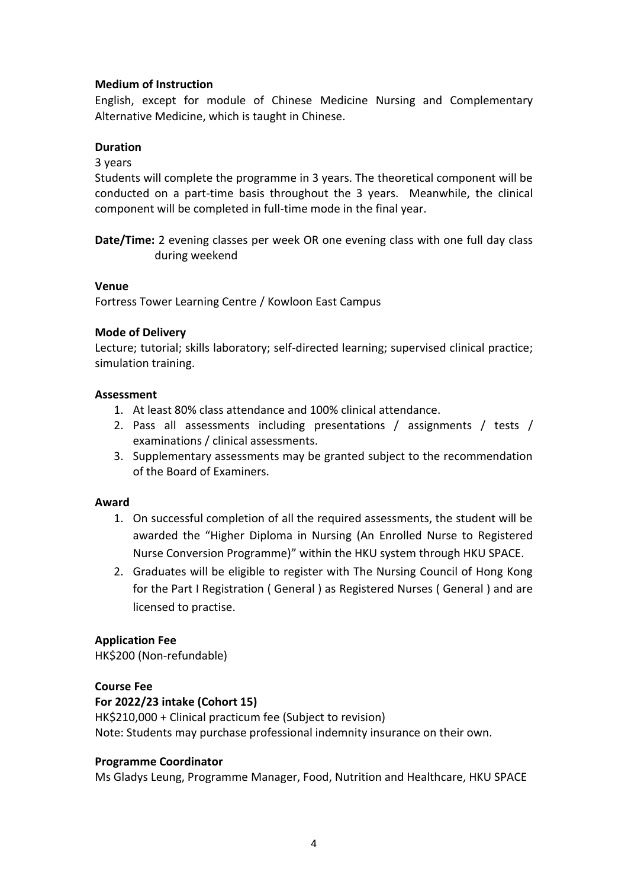**Medium of Instruction**

English, except for module of Chinese Medicine Nursing and Complementary Alternative Medicine, which is taught in Chinese.

**Duration**

3 years

Students will complete the programme in 3 years. The theoretical component will be conducted on a part-time basis throughout the 3 years. Meanwhile, the clinical component will be completed in full-time mode in the final year.

**Date/Time:** 2 evening classes per week OR one evening class with one full day class during weekend

**Venue**

Fortress Tower Learning Centre / Kowloon East Campus

**Mode of Delivery**

Lecture; tutorial; skills laboratory; self-directed learning; supervised clinical practice; simulation training.

**Assessment**

1. At least 80% class attendance and 100% clinical attendance.
2. Pass all assessments including presentations / assignments / tests / examinations / clinical assessments.
3. Supplementary assessments may be granted subject to the recommendation of the Board of Examiners.

**Award**

1. On successful completion of all the required assessments, the student will be awarded the "Higher Diploma in Nursing (An Enrolled Nurse to Registered Nurse Conversion Programme)" within the HKU system through HKU SPACE.
2. Graduates will be eligible to register with The Nursing Council of Hong Kong for the Part I Registration ( General ) as Registered Nurses ( General ) and are licensed to practise.

**Application Fee**

HK$200 (Non-refundable)

**Course Fee**

**For 2022/23 intake (Cohort 15)**

HK$210,000 + Clinical practicum fee (Subject to revision)

Note: Students may purchase professional indemnity insurance on their own.

**Programme Coordinator**

Ms Gladys Leung, Programme Manager, Food, Nutrition and Healthcare, HKU SPACE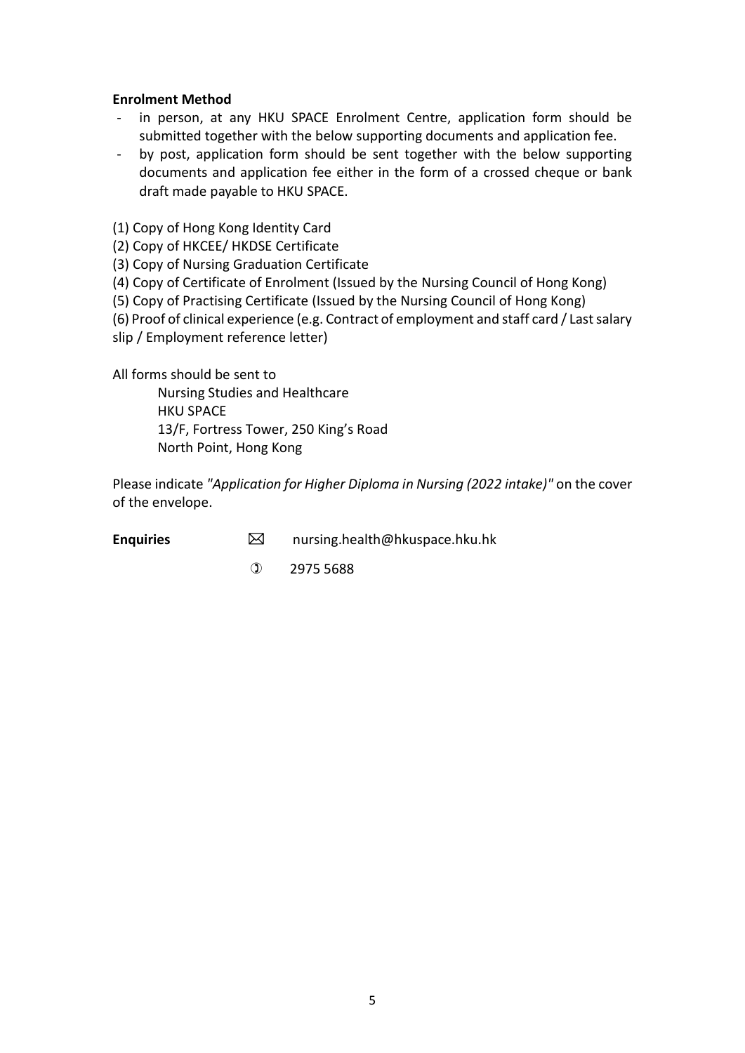**Enrolment Method**

- in person, at any HKU SPACE Enrolment Centre, application form should be submitted together with the below supporting documents and application fee.
- by post, application form should be sent together with the below supporting documents and application fee either in the form of a crossed cheque or bank draft made payable to HKU SPACE.

(1) Copy of Hong Kong Identity Card
(2) Copy of HKCEE/ HKDSE Certificate
(3) Copy of Nursing Graduation Certificate
(4) Copy of Certificate of Enrolment (Issued by the Nursing Council of Hong Kong)
(5) Copy of Practising Certificate (Issued by the Nursing Council of Hong Kong)
(6) Proof of clinical experience (e.g. Contract of employment and staff card / Last salary slip / Employment reference letter)

All forms should be sent to

Nursing Studies and Healthcare
HKU SPACE
13/F, Fortress Tower, 250 King's Road
North Point, Hong Kong

Please indicate *"Application for Higher Diploma in Nursing (2022 intake)"* on the cover of the envelope.

**Enquiries** ✉ nursing.health@hkuspace.hku.hk

✆ 2975 5688